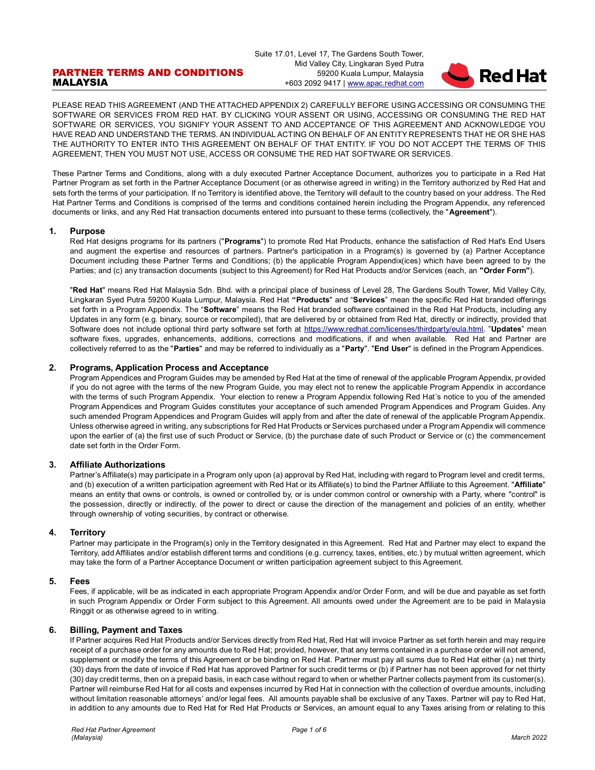# PARTNER TERMS AND CONDITIONS MALAYSIA

Suite 17.01, Level 17, The Gardens South Tower,
Mid Valley City, Lingkaran Syed Putra
59200 Kuala Lumpur, Malaysia
+603 2092 9417 | www.apac.redhat.com

PLEASE READ THIS AGREEMENT (AND THE ATTACHED APPENDIX 2) CAREFULLY BEFORE USING ACCESSING OR CONSUMING THE SOFTWARE OR SERVICES FROM RED HAT. BY CLICKING YOUR ASSENT OR USING, ACCESSING OR CONSUMING THE RED HAT SOFTWARE OR SERVICES, YOU SIGNIFY YOUR ASSENT TO AND ACCEPTANCE OF THIS AGREEMENT AND ACKNOWLEDGE YOU HAVE READ AND UNDERSTAND THE TERMS. AN INDIVIDUAL ACTING ON BEHALF OF AN ENTITY REPRESENTS THAT HE OR SHE HAS THE AUTHORITY TO ENTER INTO THIS AGREEMENT ON BEHALF OF THAT ENTITY. IF YOU DO NOT ACCEPT THE TERMS OF THIS AGREEMENT, THEN YOU MUST NOT USE, ACCESS OR CONSUME THE RED HAT SOFTWARE OR SERVICES.

These Partner Terms and Conditions, along with a duly executed Partner Acceptance Document, authorizes you to participate in a Red Hat Partner Program as set forth in the Partner Acceptance Document (or as otherwise agreed in writing) in the Territory authorized by Red Hat and sets forth the terms of your participation. If no Territory is identified above, the Territory will default to the country based on your address. The Red Hat Partner Terms and Conditions is comprised of the terms and conditions contained herein including the Program Appendix, any referenced documents or links, and any Red Hat transaction documents entered into pursuant to these terms (collectively, the "**Agreement**").

## 1. Purpose

Red Hat designs programs for its partners ("**Programs**") to promote Red Hat Products, enhance the satisfaction of Red Hat's End Users and augment the expertise and resources of partners. Partner's participation in a Program(s) is governed by (a) Partner Acceptance Document including these Partner Terms and Conditions; (b) the applicable Program Appendix(ices) which have been agreed to by the Parties; and (c) any transaction documents (subject to this Agreement) for Red Hat Products and/or Services (each, an **"Order Form"**).

"**Red Hat**" means Red Hat Malaysia Sdn. Bhd. with a principal place of business of Level 28, The Gardens South Tower, Mid Valley City, Lingkaran Syed Putra 59200 Kuala Lumpur, Malaysia. Red Hat **"Products**" and "**Services**" mean the specific Red Hat branded offerings set forth in a Program Appendix. The "**Software**" means the Red Hat branded software contained in the Red Hat Products, including any Updates in any form (e.g. binary, source or recompiled), that are delivered by or obtained from Red Hat, directly or indirectly, provided that Software does not include optional third party software set forth at https://www.redhat.com/licenses/thirdparty/eula.html. "**Updates**" mean software fixes, upgrades, enhancements, additions, corrections and modifications, if and when available. Red Hat and Partner are collectively referred to as the "**Parties**" and may be referred to individually as a "**Party**". "**End User**" is defined in the Program Appendices.

## 2. Programs, Application Process and Acceptance

Program Appendices and Program Guides may be amended by Red Hat at the time of renewal of the applicable Program Appendix, provided if you do not agree with the terms of the new Program Guide, you may elect not to renew the applicable Program Appendix in accordance with the terms of such Program Appendix. Your election to renew a Program Appendix following Red Hat's notice to you of the amended Program Appendices and Program Guides constitutes your acceptance of such amended Program Appendices and Program Guides. Any such amended Program Appendices and Program Guides will apply from and after the date of renewal of the applicable Program Appendix. Unless otherwise agreed in writing, any subscriptions for Red Hat Products or Services purchased under a Program Appendix will commence upon the earlier of (a) the first use of such Product or Service, (b) the purchase date of such Product or Service or (c) the commencement date set forth in the Order Form.

## 3. Affiliate Authorizations

Partner's Affiliate(s) may participate in a Program only upon (a) approval by Red Hat, including with regard to Program level and credit terms, and (b) execution of a written participation agreement with Red Hat or its Affiliate(s) to bind the Partner Affiliate to this Agreement. "**Affiliate**" means an entity that owns or controls, is owned or controlled by, or is under common control or ownership with a Party, where "control" is the possession, directly or indirectly, of the power to direct or cause the direction of the management and policies of an entity, whether through ownership of voting securities, by contract or otherwise.

## 4. Territory

Partner may participate in the Program(s) only in the Territory designated in this Agreement. Red Hat and Partner may elect to expand the Territory, add Affiliates and/or establish different terms and conditions (e.g. currency, taxes, entities, etc.) by mutual written agreement, which may take the form of a Partner Acceptance Document or written participation agreement subject to this Agreement.

## 5. Fees

Fees, if applicable, will be as indicated in each appropriate Program Appendix and/or Order Form, and will be due and payable as set forth in such Program Appendix or Order Form subject to this Agreement. All amounts owed under the Agreement are to be paid in Malaysia Ringgit or as otherwise agreed to in writing.

## 6. Billing, Payment and Taxes

If Partner acquires Red Hat Products and/or Services directly from Red Hat, Red Hat will invoice Partner as set forth herein and may require receipt of a purchase order for any amounts due to Red Hat; provided, however, that any terms contained in a purchase order will not amend, supplement or modify the terms of this Agreement or be binding on Red Hat. Partner must pay all sums due to Red Hat either (a) net thirty (30) days from the date of invoice if Red Hat has approved Partner for such credit terms or (b) if Partner has not been approved for net thirty (30) day credit terms, then on a prepaid basis, in each case without regard to when or whether Partner collects payment from its customer(s). Partner will reimburse Red Hat for all costs and expenses incurred by Red Hat in connection with the collection of overdue amounts, including without limitation reasonable attorneys' and/or legal fees. All amounts payable shall be exclusive of any Taxes. Partner will pay to Red Hat, in addition to any amounts due to Red Hat for Red Hat Products or Services, an amount equal to any Taxes arising from or relating to this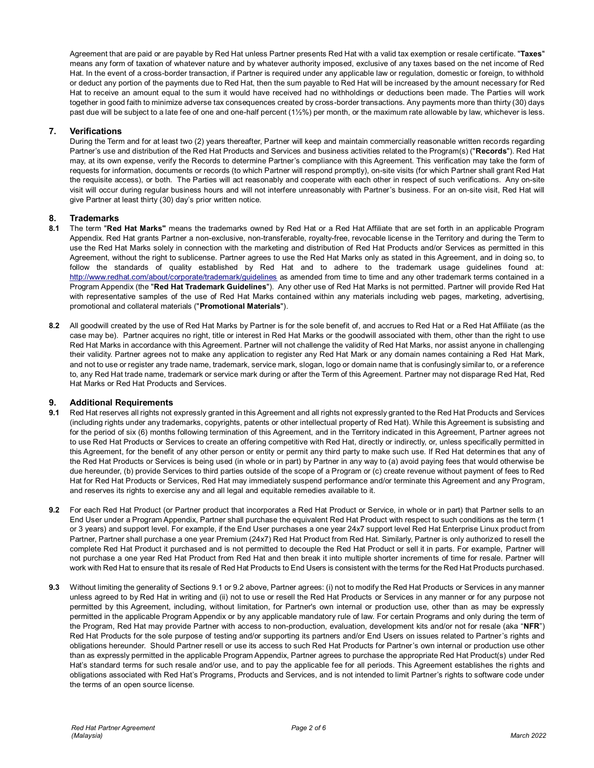Agreement that are paid or are payable by Red Hat unless Partner presents Red Hat with a valid tax exemption or resale certificate. "**Taxes**" means any form of taxation of whatever nature and by whatever authority imposed, exclusive of any taxes based on the net income of Red Hat. In the event of a cross-border transaction, if Partner is required under any applicable law or regulation, domestic or foreign, to withhold or deduct any portion of the payments due to Red Hat, then the sum payable to Red Hat will be increased by the amount necessary for Red Hat to receive an amount equal to the sum it would have received had no withholdings or deductions been made. The Parties will work together in good faith to minimize adverse tax consequences created by cross-border transactions. Any payments more than thirty (30) days past due will be subject to a late fee of one and one-half percent (1½%) per month, or the maximum rate allowable by law, whichever is less.

## 7. Verifications

During the Term and for at least two (2) years thereafter, Partner will keep and maintain commercially reasonable written records regarding Partner's use and distribution of the Red Hat Products and Services and business activities related to the Program(s) ("**Records**"). Red Hat may, at its own expense, verify the Records to determine Partner's compliance with this Agreement. This verification may take the form of requests for information, documents or records (to which Partner will respond promptly), on-site visits (for which Partner shall grant Red Hat the requisite access), or both. The Parties will act reasonably and cooperate with each other in respect of such verifications. Any on-site visit will occur during regular business hours and will not interfere unreasonably with Partner's business. For an on-site visit, Red Hat will give Partner at least thirty (30) day's prior written notice.

## 8. Trademarks

**8.1** The term "**Red Hat Marks"** means the trademarks owned by Red Hat or a Red Hat Affiliate that are set forth in an applicable Program Appendix. Red Hat grants Partner a non-exclusive, non-transferable, royalty-free, revocable license in the Territory and during the Term to use the Red Hat Marks solely in connection with the marketing and distribution of Red Hat Products and/or Services as permitted in this Agreement, without the right to sublicense. Partner agrees to use the Red Hat Marks only as stated in this Agreement, and in doing so, to follow the standards of quality established by Red Hat and to adhere to the trademark usage guidelines found at: http://www.redhat.com/about/corporate/trademark/guidelines as amended from time to time and any other trademark terms contained in a Program Appendix (the "**Red Hat Trademark Guidelines**"). Any other use of Red Hat Marks is not permitted. Partner will provide Red Hat with representative samples of the use of Red Hat Marks contained within any materials including web pages, marketing, advertising, promotional and collateral materials ("**Promotional Materials**").

**8.2** All goodwill created by the use of Red Hat Marks by Partner is for the sole benefit of, and accrues to Red Hat or a Red Hat Affiliate (as the case may be). Partner acquires no right, title or interest in Red Hat Marks or the goodwill associated with them, other than the right to use Red Hat Marks in accordance with this Agreement. Partner will not challenge the validity of Red Hat Marks, nor assist anyone in challenging their validity. Partner agrees not to make any application to register any Red Hat Mark or any domain names containing a Red Hat Mark, and not to use or register any trade name, trademark, service mark, slogan, logo or domain name that is confusingly similar to, or a reference to, any Red Hat trade name, trademark or service mark during or after the Term of this Agreement. Partner may not disparage Red Hat, Red Hat Marks or Red Hat Products and Services.

## 9. Additional Requirements

**9.1** Red Hat reserves all rights not expressly granted in this Agreement and all rights not expressly granted to the Red Hat Products and Services (including rights under any trademarks, copyrights, patents or other intellectual property of Red Hat). While this Agreement is subsisting and for the period of six (6) months following termination of this Agreement, and in the Territory indicated in this Agreement, Partner agrees not to use Red Hat Products or Services to create an offering competitive with Red Hat, directly or indirectly, or, unless specifically permitted in this Agreement, for the benefit of any other person or entity or permit any third party to make such use. If Red Hat determines that any of the Red Hat Products or Services is being used (in whole or in part) by Partner in any way to (a) avoid paying fees that would otherwise be due hereunder, (b) provide Services to third parties outside of the scope of a Program or (c) create revenue without payment of fees to Red Hat for Red Hat Products or Services, Red Hat may immediately suspend performance and/or terminate this Agreement and any Program, and reserves its rights to exercise any and all legal and equitable remedies available to it.

**9.2** For each Red Hat Product (or Partner product that incorporates a Red Hat Product or Service, in whole or in part) that Partner sells to an End User under a Program Appendix, Partner shall purchase the equivalent Red Hat Product with respect to such conditions as the term (1 or 3 years) and support level. For example, if the End User purchases a one year 24x7 support level Red Hat Enterprise Linux product from Partner, Partner shall purchase a one year Premium (24x7) Red Hat Product from Red Hat. Similarly, Partner is only authorized to resell the complete Red Hat Product it purchased and is not permitted to decouple the Red Hat Product or sell it in parts. For example, Partner will not purchase a one year Red Hat Product from Red Hat and then break it into multiple shorter increments of time for resale. Partner will work with Red Hat to ensure that its resale of Red Hat Products to End Users is consistent with the terms for the Red Hat Products purchased.

**9.3** Without limiting the generality of Sections 9.1 or 9.2 above, Partner agrees: (i) not to modify the Red Hat Products or Services in any manner unless agreed to by Red Hat in writing and (ii) not to use or resell the Red Hat Products or Services in any manner or for any purpose not permitted by this Agreement, including, without limitation, for Partner's own internal or production use, other than as may be expressly permitted in the applicable Program Appendix or by any applicable mandatory rule of law. For certain Programs and only during the term of the Program, Red Hat may provide Partner with access to non-production, evaluation, development kits and/or not for resale (aka "**NFR**") Red Hat Products for the sole purpose of testing and/or supporting its partners and/or End Users on issues related to Partner's rights and obligations hereunder. Should Partner resell or use its access to such Red Hat Products for Partner's own internal or production use other than as expressly permitted in the applicable Program Appendix, Partner agrees to purchase the appropriate Red Hat Product(s) under Red Hat's standard terms for such resale and/or use, and to pay the applicable fee for all periods. This Agreement establishes the rights and obligations associated with Red Hat's Programs, Products and Services, and is not intended to limit Partner's rights to software code under the terms of an open source license.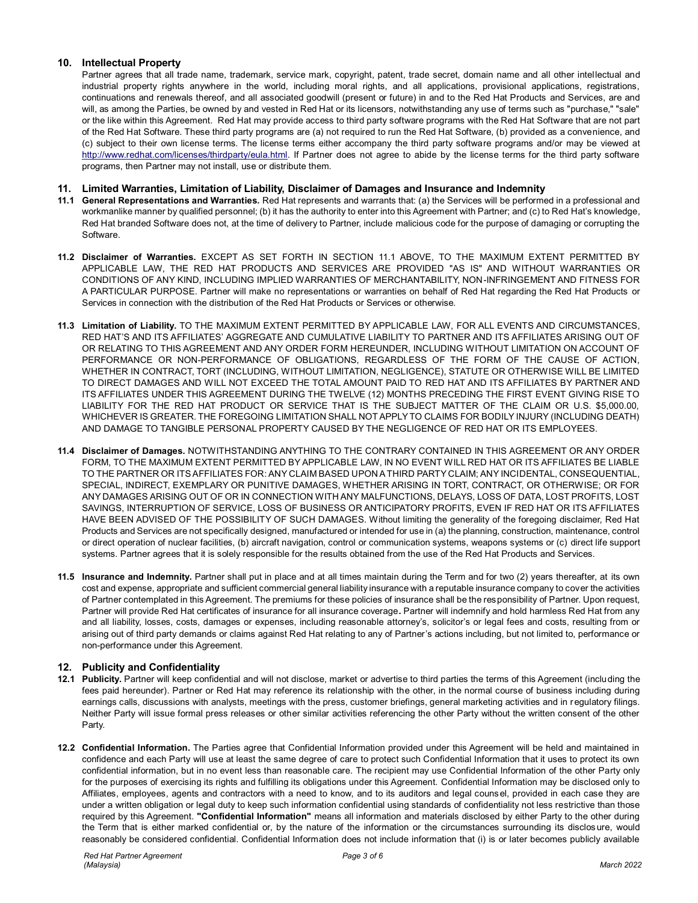## 10. Intellectual Property

Partner agrees that all trade name, trademark, service mark, copyright, patent, trade secret, domain name and all other intellectual and industrial property rights anywhere in the world, including moral rights, and all applications, provisional applications, registrations, continuations and renewals thereof, and all associated goodwill (present or future) in and to the Red Hat Products and Services, are and will, as among the Parties, be owned by and vested in Red Hat or its licensors, notwithstanding any use of terms such as "purchase," "sale" or the like within this Agreement. Red Hat may provide access to third party software programs with the Red Hat Software that are not part of the Red Hat Software. These third party programs are (a) not required to run the Red Hat Software, (b) provided as a convenience, and (c) subject to their own license terms. The license terms either accompany the third party software programs and/or may be viewed at http://www.redhat.com/licenses/thirdparty/eula.html. If Partner does not agree to abide by the license terms for the third party software programs, then Partner may not install, use or distribute them.

## 11. Limited Warranties, Limitation of Liability, Disclaimer of Damages and Insurance and Indemnity

**11.1 General Representations and Warranties.** Red Hat represents and warrants that: (a) the Services will be performed in a professional and workmanlike manner by qualified personnel; (b) it has the authority to enter into this Agreement with Partner; and (c) to Red Hat's knowledge, Red Hat branded Software does not, at the time of delivery to Partner, include malicious code for the purpose of damaging or corrupting the Software.

**11.2 Disclaimer of Warranties.** EXCEPT AS SET FORTH IN SECTION 11.1 ABOVE, TO THE MAXIMUM EXTENT PERMITTED BY APPLICABLE LAW, THE RED HAT PRODUCTS AND SERVICES ARE PROVIDED "AS IS" AND WITHOUT WARRANTIES OR CONDITIONS OF ANY KIND, INCLUDING IMPLIED WARRANTIES OF MERCHANTABILITY, NON-INFRINGEMENT AND FITNESS FOR A PARTICULAR PURPOSE. Partner will make no representations or warranties on behalf of Red Hat regarding the Red Hat Products or Services in connection with the distribution of the Red Hat Products or Services or otherwise.

**11.3 Limitation of Liability.** TO THE MAXIMUM EXTENT PERMITTED BY APPLICABLE LAW, FOR ALL EVENTS AND CIRCUMSTANCES, RED HAT'S AND ITS AFFILIATES' AGGREGATE AND CUMULATIVE LIABILITY TO PARTNER AND ITS AFFILIATES ARISING OUT OF OR RELATING TO THIS AGREEMENT AND ANY ORDER FORM HEREUNDER, INCLUDING WITHOUT LIMITATION ON ACCOUNT OF PERFORMANCE OR NON-PERFORMANCE OF OBLIGATIONS, REGARDLESS OF THE FORM OF THE CAUSE OF ACTION, WHETHER IN CONTRACT, TORT (INCLUDING, WITHOUT LIMITATION, NEGLIGENCE), STATUTE OR OTHERWISE WILL BE LIMITED TO DIRECT DAMAGES AND WILL NOT EXCEED THE TOTAL AMOUNT PAID TO RED HAT AND ITS AFFILIATES BY PARTNER AND ITS AFFILIATES UNDER THIS AGREEMENT DURING THE TWELVE (12) MONTHS PRECEDING THE FIRST EVENT GIVING RISE TO LIABILITY FOR THE RED HAT PRODUCT OR SERVICE THAT IS THE SUBJECT MATTER OF THE CLAIM OR U.S. $5,000.00, WHICHEVER IS GREATER. THE FOREGOING LIMITATION SHALL NOT APPLY TO CLAIMS FOR BODILY INJURY (INCLUDING DEATH) AND DAMAGE TO TANGIBLE PERSONAL PROPERTY CAUSED BY THE NEGLIGENCE OF RED HAT OR ITS EMPLOYEES.

**11.4 Disclaimer of Damages.** NOTWITHSTANDING ANYTHING TO THE CONTRARY CONTAINED IN THIS AGREEMENT OR ANY ORDER FORM, TO THE MAXIMUM EXTENT PERMITTED BY APPLICABLE LAW, IN NO EVENT WILL RED HAT OR ITS AFFILIATES BE LIABLE TO THE PARTNER OR ITS AFFILIATES FOR: ANY CLAIM BASED UPON A THIRD PARTY CLAIM; ANY INCIDENTAL, CONSEQUENTIAL, SPECIAL, INDIRECT, EXEMPLARY OR PUNITIVE DAMAGES, WHETHER ARISING IN TORT, CONTRACT, OR OTHERWISE; OR FOR ANY DAMAGES ARISING OUT OF OR IN CONNECTION WITH ANY MALFUNCTIONS, DELAYS, LOSS OF DATA, LOST PROFITS, LOST SAVINGS, INTERRUPTION OF SERVICE, LOSS OF BUSINESS OR ANTICIPATORY PROFITS, EVEN IF RED HAT OR ITS AFFILIATES HAVE BEEN ADVISED OF THE POSSIBILITY OF SUCH DAMAGES. Without limiting the generality of the foregoing disclaimer, Red Hat Products and Services are not specifically designed, manufactured or intended for use in (a) the planning, construction, maintenance, control or direct operation of nuclear facilities, (b) aircraft navigation, control or communication systems, weapons systems or (c) direct life support systems. Partner agrees that it is solely responsible for the results obtained from the use of the Red Hat Products and Services.

**11.5 Insurance and Indemnity.** Partner shall put in place and at all times maintain during the Term and for two (2) years thereafter, at its own cost and expense, appropriate and sufficient commercial general liability insurance with a reputable insurance company to cover the activities of Partner contemplated in this Agreement. The premiums for these policies of insurance shall be the responsibility of Partner. Upon request, Partner will provide Red Hat certificates of insurance for all insurance coverage**.** Partner will indemnify and hold harmless Red Hat from any and all liability, losses, costs, damages or expenses, including reasonable attorney's, solicitor's or legal fees and costs, resulting from or arising out of third party demands or claims against Red Hat relating to any of Partner's actions including, but not limited to, performance or non-performance under this Agreement.

## 12. Publicity and Confidentiality

**12.1 Publicity.** Partner will keep confidential and will not disclose, market or advertise to third parties the terms of this Agreement (including the fees paid hereunder). Partner or Red Hat may reference its relationship with the other, in the normal course of business including during earnings calls, discussions with analysts, meetings with the press, customer briefings, general marketing activities and in regulatory filings. Neither Party will issue formal press releases or other similar activities referencing the other Party without the written consent of the other Party.

**12.2 Confidential Information.** The Parties agree that Confidential Information provided under this Agreement will be held and maintained in confidence and each Party will use at least the same degree of care to protect such Confidential Information that it uses to protect its own confidential information, but in no event less than reasonable care. The recipient may use Confidential Information of the other Party only for the purposes of exercising its rights and fulfilling its obligations under this Agreement. Confidential Information may be disclosed only to Affiliates, employees, agents and contractors with a need to know, and to its auditors and legal counsel, provided in each case they are under a written obligation or legal duty to keep such information confidential using standards of confidentiality not less restrictive than those required by this Agreement. **"Confidential Information"** means all information and materials disclosed by either Party to the other during the Term that is either marked confidential or, by the nature of the information or the circumstances surrounding its disclosure, would reasonably be considered confidential. Confidential Information does not include information that (i) is or later becomes publicly available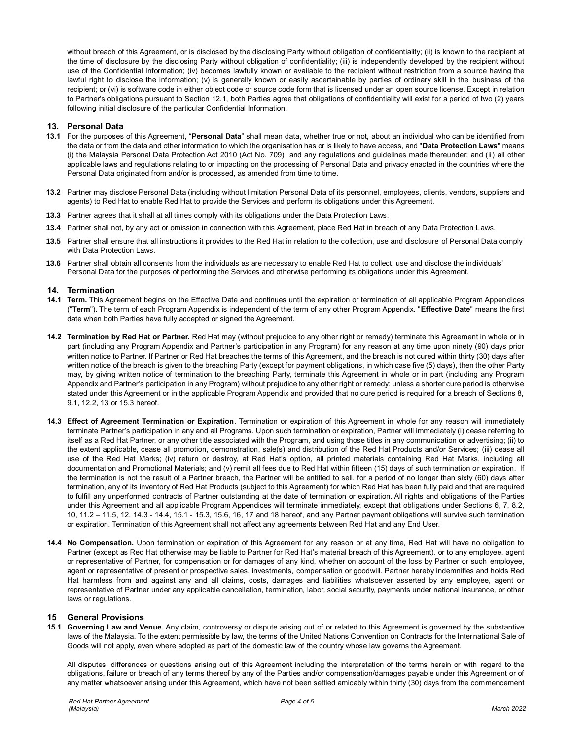without breach of this Agreement, or is disclosed by the disclosing Party without obligation of confidentiality; (ii) is known to the recipient at the time of disclosure by the disclosing Party without obligation of confidentiality; (iii) is independently developed by the recipient without use of the Confidential Information; (iv) becomes lawfully known or available to the recipient without restriction from a source having the lawful right to disclose the information; (v) is generally known or easily ascertainable by parties of ordinary skill in the business of the recipient; or (vi) is software code in either object code or source code form that is licensed under an open source license. Except in relation to Partner's obligations pursuant to Section 12.1, both Parties agree that obligations of confidentiality will exist for a period of two (2) years following initial disclosure of the particular Confidential Information.

## 13. Personal Data

**13.1** For the purposes of this Agreement, "**Personal Data**" shall mean data, whether true or not, about an individual who can be identified from the data or from the data and other information to which the organisation has or is likely to have access, and "**Data Protection Laws**" means (i) the Malaysia Personal Data Protection Act 2010 (Act No. 709) and any regulations and guidelines made thereunder; and (ii) all other applicable laws and regulations relating to or impacting on the processing of Personal Data and privacy enacted in the countries where the Personal Data originated from and/or is processed, as amended from time to time.

**13.2** Partner may disclose Personal Data (including without limitation Personal Data of its personnel, employees, clients, vendors, suppliers and agents) to Red Hat to enable Red Hat to provide the Services and perform its obligations under this Agreement.

**13.3** Partner agrees that it shall at all times comply with its obligations under the Data Protection Laws.

**13.4** Partner shall not, by any act or omission in connection with this Agreement, place Red Hat in breach of any Data Protection Laws.

**13.5** Partner shall ensure that all instructions it provides to the Red Hat in relation to the collection, use and disclosure of Personal Data comply with Data Protection Laws.

**13.6** Partner shall obtain all consents from the individuals as are necessary to enable Red Hat to collect, use and disclose the individuals' Personal Data for the purposes of performing the Services and otherwise performing its obligations under this Agreement.

## 14. Termination

**14.1** **Term.** This Agreement begins on the Effective Date and continues until the expiration or termination of all applicable Program Appendices ("**Term**"). The term of each Program Appendix is independent of the term of any other Program Appendix. "**Effective Date**" means the first date when both Parties have fully accepted or signed the Agreement.

**14.2** **Termination by Red Hat or Partner.** Red Hat may (without prejudice to any other right or remedy) terminate this Agreement in whole or in part (including any Program Appendix and Partner's participation in any Program) for any reason at any time upon ninety (90) days prior written notice to Partner. If Partner or Red Hat breaches the terms of this Agreement, and the breach is not cured within thirty (30) days after written notice of the breach is given to the breaching Party (except for payment obligations, in which case five (5) days), then the other Party may, by giving written notice of termination to the breaching Party, terminate this Agreement in whole or in part (including any Program Appendix and Partner's participation in any Program) without prejudice to any other right or remedy; unless a shorter cure period is otherwise stated under this Agreement or in the applicable Program Appendix and provided that no cure period is required for a breach of Sections 8, 9.1, 12.2, 13 or 15.3 hereof.

**14.3** **Effect of Agreement Termination or Expiration**. Termination or expiration of this Agreement in whole for any reason will immediately terminate Partner's participation in any and all Programs. Upon such termination or expiration, Partner will immediately (i) cease referring to itself as a Red Hat Partner, or any other title associated with the Program, and using those titles in any communication or advertising; (ii) to the extent applicable, cease all promotion, demonstration, sale(s) and distribution of the Red Hat Products and/or Services; (iii) cease all use of the Red Hat Marks; (iv) return or destroy, at Red Hat's option, all printed materials containing Red Hat Marks, including all documentation and Promotional Materials; and (v) remit all fees due to Red Hat within fifteen (15) days of such termination or expiration. If the termination is not the result of a Partner breach, the Partner will be entitled to sell, for a period of no longer than sixty (60) days after termination, any of its inventory of Red Hat Products (subject to this Agreement) for which Red Hat has been fully paid and that are required to fulfill any unperformed contracts of Partner outstanding at the date of termination or expiration. All rights and obligations of the Parties under this Agreement and all applicable Program Appendices will terminate immediately, except that obligations under Sections 6, 7, 8.2, 10, 11.2 – 11.5, 12, 14.3 - 14.4, 15.1 - 15.3, 15.6, 16, 17 and 18 hereof, and any Partner payment obligations will survive such termination or expiration. Termination of this Agreement shall not affect any agreements between Red Hat and any End User.

**14.4** **No Compensation.** Upon termination or expiration of this Agreement for any reason or at any time, Red Hat will have no obligation to Partner (except as Red Hat otherwise may be liable to Partner for Red Hat's material breach of this Agreement), or to any employee, agent or representative of Partner, for compensation or for damages of any kind, whether on account of the loss by Partner or such employee, agent or representative of present or prospective sales, investments, compensation or goodwill. Partner hereby indemnifies and holds Red Hat harmless from and against any and all claims, costs, damages and liabilities whatsoever asserted by any employee, agent or representative of Partner under any applicable cancellation, termination, labor, social security, payments under national insurance, or other laws or regulations.

## 15 General Provisions

**15.1** **Governing Law and Venue.** Any claim, controversy or dispute arising out of or related to this Agreement is governed by the substantive laws of the Malaysia. To the extent permissible by law, the terms of the United Nations Convention on Contracts for the International Sale of Goods will not apply, even where adopted as part of the domestic law of the country whose law governs the Agreement.

All disputes, differences or questions arising out of this Agreement including the interpretation of the terms herein or with regard to the obligations, failure or breach of any terms thereof by any of the Parties and/or compensation/damages payable under this Agreement or of any matter whatsoever arising under this Agreement, which have not been settled amicably within thirty (30) days from the commencement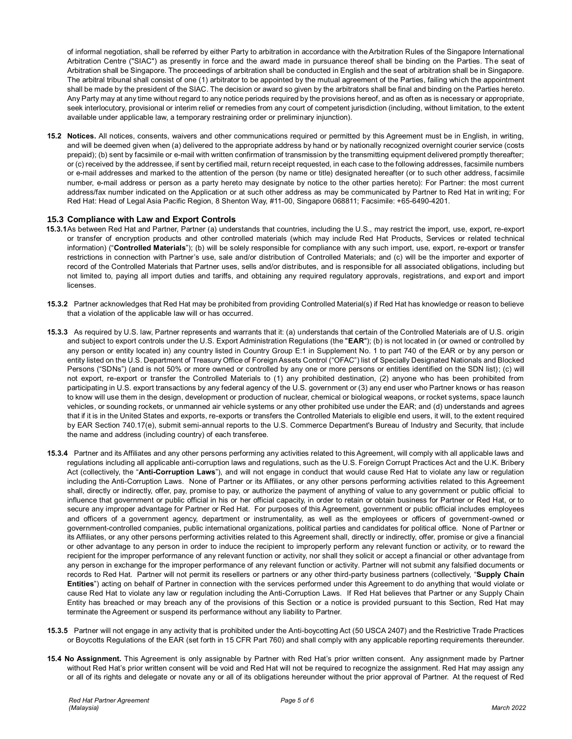of informal negotiation, shall be referred by either Party to arbitration in accordance with the Arbitration Rules of the Singapore International Arbitration Centre ("SIAC") as presently in force and the award made in pursuance thereof shall be binding on the Parties. The seat of Arbitration shall be Singapore. The proceedings of arbitration shall be conducted in English and the seat of arbitration shall be in Singapore. The arbitral tribunal shall consist of one (1) arbitrator to be appointed by the mutual agreement of the Parties, failing which the appointment shall be made by the president of the SIAC. The decision or award so given by the arbitrators shall be final and binding on the Parties hereto. Any Party may at any time without regard to any notice periods required by the provisions hereof, and as often as is necessary or appropriate, seek interlocutory, provisional or interim relief or remedies from any court of competent jurisdiction (including, without limitation, to the extent available under applicable law, a temporary restraining order or preliminary injunction).

**15.2 Notices.** All notices, consents, waivers and other communications required or permitted by this Agreement must be in English, in writing, and will be deemed given when (a) delivered to the appropriate address by hand or by nationally recognized overnight courier service (costs prepaid); (b) sent by facsimile or e-mail with written confirmation of transmission by the transmitting equipment delivered promptly thereafter; or (c) received by the addressee, if sent by certified mail, return receipt requested, in each case to the following addresses, facsimile numbers or e-mail addresses and marked to the attention of the person (by name or title) designated hereafter (or to such other address, facsimile number, e-mail address or person as a party hereto may designate by notice to the other parties hereto): For Partner: the most current address/fax number indicated on the Application or at such other address as may be communicated by Partner to Red Hat in writing; For Red Hat: Head of Legal Asia Pacific Region, 8 Shenton Way, #11-00, Singapore 068811; Facsimile: +65-6490-4201.

### 15.3 Compliance with Law and Export Controls

**15.3.1** As between Red Hat and Partner, Partner (a) understands that countries, including the U.S., may restrict the import, use, export, re-export or transfer of encryption products and other controlled materials (which may include Red Hat Products, Services or related technical information) ("**Controlled Materials**"); (b) will be solely responsible for compliance with any such import, use, export, re-export or transfer restrictions in connection with Partner's use, sale and/or distribution of Controlled Materials; and (c) will be the importer and exporter of record of the Controlled Materials that Partner uses, sells and/or distributes, and is responsible for all associated obligations, including but not limited to, paying all import duties and tariffs, and obtaining any required regulatory approvals, registrations, and export and import licenses.

**15.3.2** Partner acknowledges that Red Hat may be prohibited from providing Controlled Material(s) if Red Hat has knowledge or reason to believe that a violation of the applicable law will or has occurred.

**15.3.3** As required by U.S. law, Partner represents and warrants that it: (a) understands that certain of the Controlled Materials are of U.S. origin and subject to export controls under the U.S. Export Administration Regulations (the "**EAR**"); (b) is not located in (or owned or controlled by any person or entity located in) any country listed in Country Group E:1 in Supplement No. 1 to part 740 of the EAR or by any person or entity listed on the U.S. Department of Treasury Office of Foreign Assets Control ("OFAC") list of Specially Designated Nationals and Blocked Persons ("SDNs") (and is not 50% or more owned or controlled by any one or more persons or entities identified on the SDN list); (c) will not export, re-export or transfer the Controlled Materials to (1) any prohibited destination, (2) anyone who has been prohibited from participating in U.S. export transactions by any federal agency of the U.S. government or (3) any end user who Partner knows or has reason to know will use them in the design, development or production of nuclear, chemical or biological weapons, or rocket systems, space launch vehicles, or sounding rockets, or unmanned air vehicle systems or any other prohibited use under the EAR; and (d) understands and agrees that if it is in the United States and exports, re-exports or transfers the Controlled Materials to eligible end users, it will, to the extent required by EAR Section 740.17(e), submit semi-annual reports to the U.S. Commerce Department's Bureau of Industry and Security, that include the name and address (including country) of each transferee.

**15.3.4** Partner and its Affiliates and any other persons performing any activities related to this Agreement, will comply with all applicable laws and regulations including all applicable anti-corruption laws and regulations, such as the U.S. Foreign Corrupt Practices Act and the U.K. Bribery Act (collectively, the "**Anti-Corruption Laws**"), and will not engage in conduct that would cause Red Hat to violate any law or regulation including the Anti-Corruption Laws. None of Partner or its Affiliates, or any other persons performing activities related to this Agreement shall, directly or indirectly, offer, pay, promise to pay, or authorize the payment of anything of value to any government or public official to influence that government or public official in his or her official capacity, in order to retain or obtain business for Partner or Red Hat, or to secure any improper advantage for Partner or Red Hat. For purposes of this Agreement, government or public official includes employees and officers of a government agency, department or instrumentality, as well as the employees or officers of government-owned or government-controlled companies, public international organizations, political parties and candidates for political office. None of Partner or its Affiliates, or any other persons performing activities related to this Agreement shall, directly or indirectly, offer, promise or give a financial or other advantage to any person in order to induce the recipient to improperly perform any relevant function or activity, or to reward the recipient for the improper performance of any relevant function or activity, nor shall they solicit or accept a financial or other advantage from any person in exchange for the improper performance of any relevant function or activity. Partner will not submit any falsified documents or records to Red Hat. Partner will not permit its resellers or partners or any other third-party business partners (collectively, "**Supply Chain Entities**") acting on behalf of Partner in connection with the services performed under this Agreement to do anything that would violate or cause Red Hat to violate any law or regulation including the Anti-Corruption Laws. If Red Hat believes that Partner or any Supply Chain Entity has breached or may breach any of the provisions of this Section or a notice is provided pursuant to this Section, Red Hat may terminate the Agreement or suspend its performance without any liability to Partner.

**15.3.5** Partner will not engage in any activity that is prohibited under the Anti-boycotting Act (50 USCA 2407) and the Restrictive Trade Practices or Boycotts Regulations of the EAR (set forth in 15 CFR Part 760) and shall comply with any applicable reporting requirements thereunder.

**15.4 No Assignment.** This Agreement is only assignable by Partner with Red Hat's prior written consent. Any assignment made by Partner without Red Hat's prior written consent will be void and Red Hat will not be required to recognize the assignment. Red Hat may assign any or all of its rights and delegate or novate any or all of its obligations hereunder without the prior approval of Partner. At the request of Red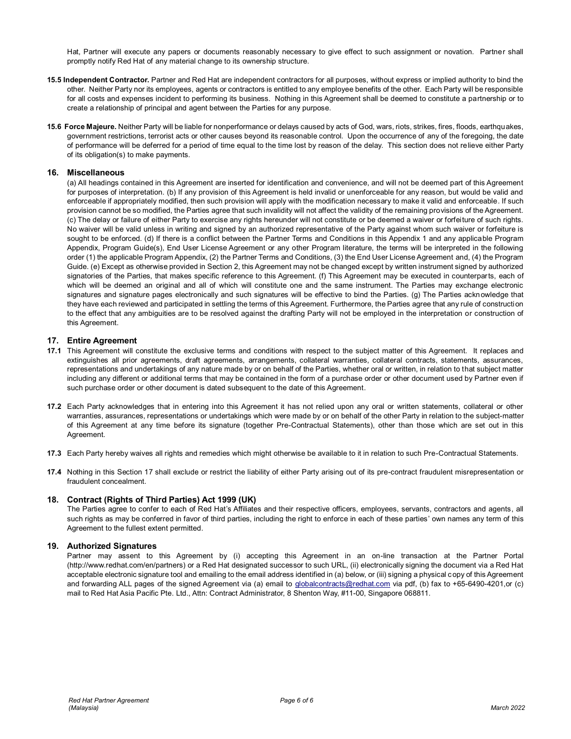Hat, Partner will execute any papers or documents reasonably necessary to give effect to such assignment or novation. Partner shall promptly notify Red Hat of any material change to its ownership structure.

**15.5 Independent Contractor.** Partner and Red Hat are independent contractors for all purposes, without express or implied authority to bind the other. Neither Party nor its employees, agents or contractors is entitled to any employee benefits of the other. Each Party will be responsible for all costs and expenses incident to performing its business. Nothing in this Agreement shall be deemed to constitute a partnership or to create a relationship of principal and agent between the Parties for any purpose.

**15.6 Force Majeure.** Neither Party will be liable for nonperformance or delays caused by acts of God, wars, riots, strikes, fires, floods, earthquakes, government restrictions, terrorist acts or other causes beyond its reasonable control. Upon the occurrence of any of the foregoing, the date of performance will be deferred for a period of time equal to the time lost by reason of the delay. This section does not relieve either Party of its obligation(s) to make payments.

## 16. Miscellaneous

(a) All headings contained in this Agreement are inserted for identification and convenience, and will not be deemed part of this Agreement for purposes of interpretation. (b) If any provision of this Agreement is held invalid or unenforceable for any reason, but would be valid and enforceable if appropriately modified, then such provision will apply with the modification necessary to make it valid and enforceable. If such provision cannot be so modified, the Parties agree that such invalidity will not affect the validity of the remaining provisions of the Agreement. (c) The delay or failure of either Party to exercise any rights hereunder will not constitute or be deemed a waiver or forfeiture of such rights. No waiver will be valid unless in writing and signed by an authorized representative of the Party against whom such waiver or forfeiture is sought to be enforced. (d) If there is a conflict between the Partner Terms and Conditions in this Appendix 1 and any applicable Program Appendix, Program Guide(s), End User License Agreement or any other Program literature, the terms will be interpreted in the following order (1) the applicable Program Appendix, (2) the Partner Terms and Conditions, (3) the End User License Agreement and, (4) the Program Guide. (e) Except as otherwise provided in Section 2, this Agreement may not be changed except by written instrument signed by authorized signatories of the Parties, that makes specific reference to this Agreement. (f) This Agreement may be executed in counterparts, each of which will be deemed an original and all of which will constitute one and the same instrument. The Parties may exchange electronic signatures and signature pages electronically and such signatures will be effective to bind the Parties. (g) The Parties acknowledge that they have each reviewed and participated in settling the terms of this Agreement. Furthermore, the Parties agree that any rule of construction to the effect that any ambiguities are to be resolved against the drafting Party will not be employed in the interpretation or construction of this Agreement.

## 17. Entire Agreement

**17.1** This Agreement will constitute the exclusive terms and conditions with respect to the subject matter of this Agreement. It replaces and extinguishes all prior agreements, draft agreements, arrangements, collateral warranties, collateral contracts, statements, assurances, representations and undertakings of any nature made by or on behalf of the Parties, whether oral or written, in relation to that subject matter including any different or additional terms that may be contained in the form of a purchase order or other document used by Partner even if such purchase order or other document is dated subsequent to the date of this Agreement.

**17.2** Each Party acknowledges that in entering into this Agreement it has not relied upon any oral or written statements, collateral or other warranties, assurances, representations or undertakings which were made by or on behalf of the other Party in relation to the subject-matter of this Agreement at any time before its signature (together Pre-Contractual Statements), other than those which are set out in this Agreement.

**17.3** Each Party hereby waives all rights and remedies which might otherwise be available to it in relation to such Pre-Contractual Statements.

**17.4** Nothing in this Section 17 shall exclude or restrict the liability of either Party arising out of its pre-contract fraudulent misrepresentation or fraudulent concealment.

## 18. Contract (Rights of Third Parties) Act 1999 (UK)

The Parties agree to confer to each of Red Hat's Affiliates and their respective officers, employees, servants, contractors and agents, all such rights as may be conferred in favor of third parties, including the right to enforce in each of these parties' own names any term of this Agreement to the fullest extent permitted.

## 19. Authorized Signatures

Partner may assent to this Agreement by (i) accepting this Agreement in an on-line transaction at the Partner Portal (http://www.redhat.com/en/partners) or a Red Hat designated successor to such URL, (ii) electronically signing the document via a Red Hat acceptable electronic signature tool and emailing to the email address identified in (a) below, or (iii) signing a physical copy of this Agreement and forwarding ALL pages of the signed Agreement via (a) email to globalcontracts@redhat.com via pdf, (b) fax to +65-6490-4201,or (c) mail to Red Hat Asia Pacific Pte. Ltd., Attn: Contract Administrator, 8 Shenton Way, #11-00, Singapore 068811.